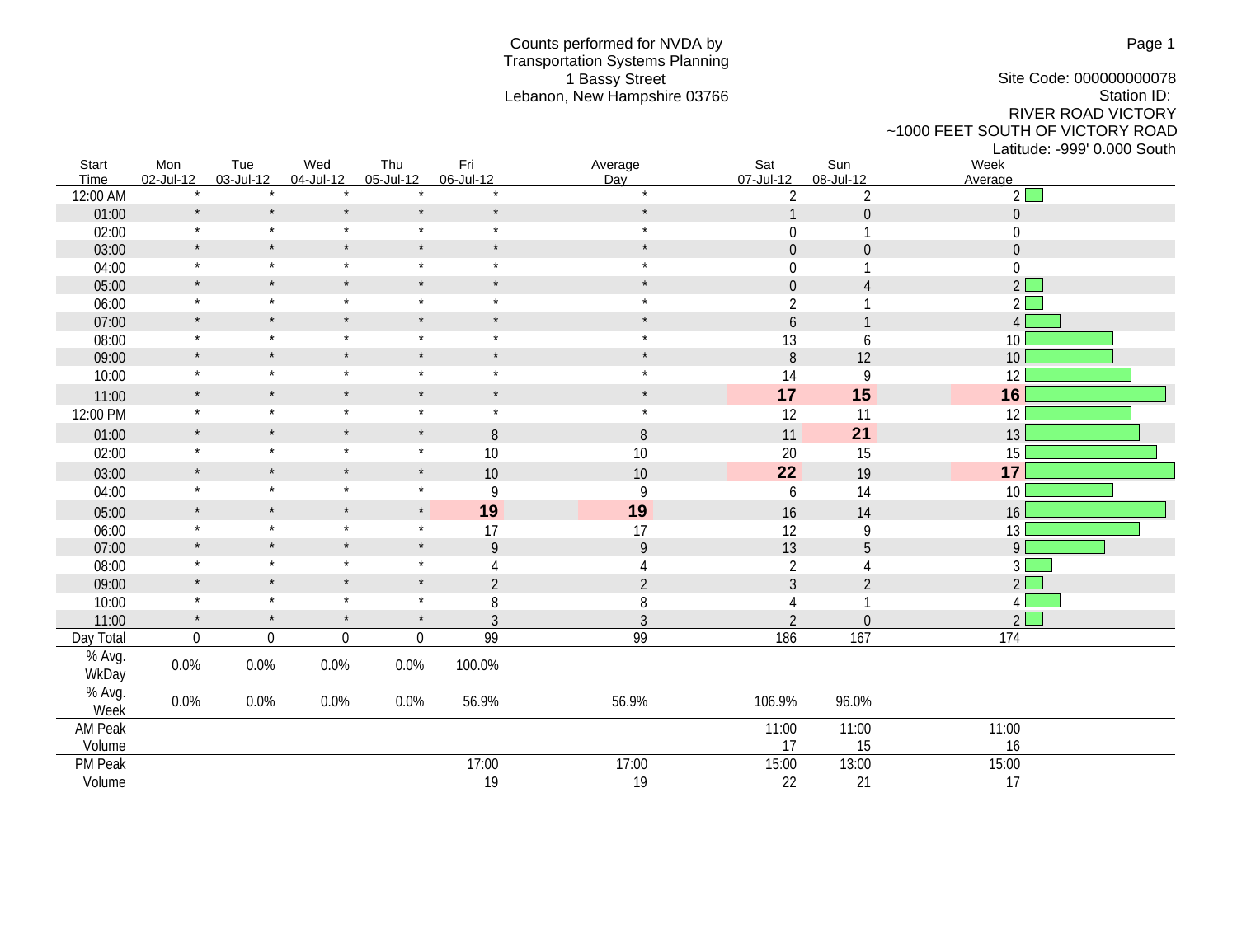Counts performed for NVDA by
Transportation Systems Planning
1 Bassy Street
Lebanon, New Hampshire 03766

Site Code: 000000000078
Station ID:
RIVER ROAD VICTORY
~1000 FEET SOUTH OF VICTORY ROAD
Latitude: -999' 0.000 South

| Start Time | Mon 02-Jul-12 | Tue 03-Jul-12 | Wed 04-Jul-12 | Thu 05-Jul-12 | Fri 06-Jul-12 | Average Day | Sat 07-Jul-12 | Sun 08-Jul-12 | Week Average |
|---|---|---|---|---|---|---|---|---|---|
| 12:00 AM | * | * | * | * | * | * | 2 | 2 | 2 |
| 01:00 | * | * | * | * | * | * | 1 | 0 | 0 |
| 02:00 | * | * | * | * | * | * | 0 | 1 | 0 |
| 03:00 | * | * | * | * | * | * | 0 | 0 | 0 |
| 04:00 | * | * | * | * | * | * | 0 | 1 | 0 |
| 05:00 | * | * | * | * | * | * | 0 | 4 | 2 |
| 06:00 | * | * | * | * | * | * | 2 | 1 | 2 |
| 07:00 | * | * | * | * | * | * | 6 | 1 | 4 |
| 08:00 | * | * | * | * | * | * | 13 | 6 | 10 |
| 09:00 | * | * | * | * | * | * | 8 | 12 | 10 |
| 10:00 | * | * | * | * | * | * | 14 | 9 | 12 |
| 11:00 | * | * | * | * | * | * | **17** | **15** | **16** |
| 12:00 PM | * | * | * | * | * | * | 12 | 11 | 12 |
| 01:00 | * | * | * | * | 8 | 8 | 11 | **21** | 13 |
| 02:00 | * | * | * | * | 10 | 10 | 20 | 15 | 15 |
| 03:00 | * | * | * | * | 10 | 10 | **22** | 19 | **17** |
| 04:00 | * | * | * | * | 9 | 9 | 6 | 14 | 10 |
| 05:00 | * | * | * | * | **19** | **19** | 16 | 14 | 16 |
| 06:00 | * | * | * | * | 17 | 17 | 12 | 9 | 13 |
| 07:00 | * | * | * | * | 9 | 9 | 13 | 5 | 9 |
| 08:00 | * | * | * | * | 4 | 4 | 2 | 4 | 3 |
| 09:00 | * | * | * | * | 2 | 2 | 3 | 2 | 2 |
| 10:00 | * | * | * | * | 8 | 8 | 4 | 1 | 4 |
| 11:00 | * | * | * | * | 3 | 3 | 2 | 0 | 2 |
| Day Total | 0 | 0 | 0 | 0 | 99 | 99 | 186 | 167 | 174 |
| % Avg. WkDay | 0.0% | 0.0% | 0.0% | 0.0% | 100.0% | | | | |
| % Avg. Week | 0.0% | 0.0% | 0.0% | 0.0% | 56.9% | 56.9% | 106.9% | 96.0% | |
| AM Peak | | | | | | | 11:00 | 11:00 | 11:00 |
| Volume | | | | | | | 17 | 15 | 16 |
| PM Peak | | | | | 17:00 | 17:00 | 15:00 | 13:00 | 15:00 |
| Volume | | | | | 19 | 19 | 22 | 21 | 17 |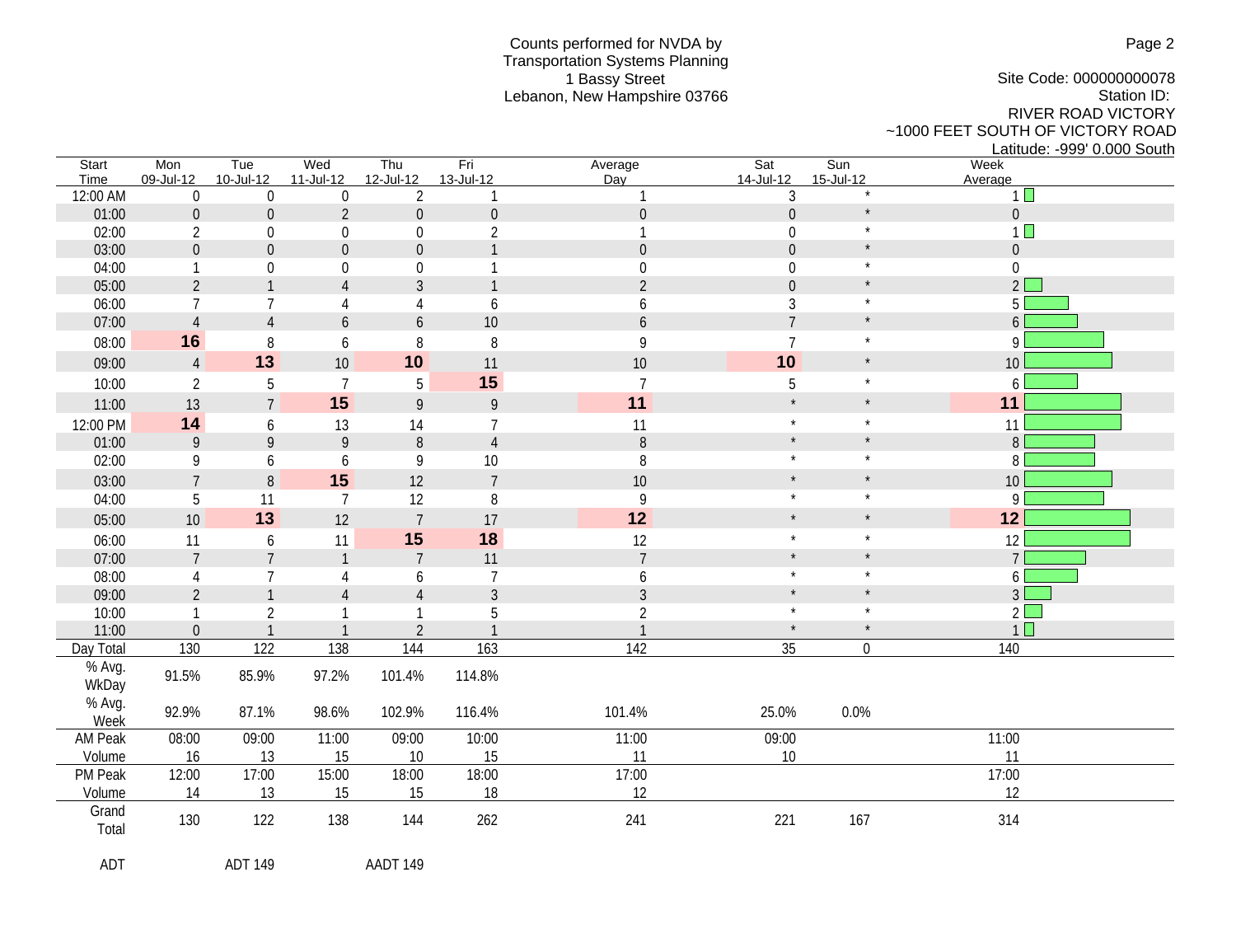Counts performed for NVDA by
Transportation Systems Planning
1 Bassy Street
Lebanon, New Hampshire 03766

Site Code: 000000000078
Station ID:
RIVER ROAD VICTORY
~1000 FEET SOUTH OF VICTORY ROAD
Latitude: -999' 0.000 South

| Start Time | Mon 09-Jul-12 | Tue 10-Jul-12 | Wed 11-Jul-12 | Thu 12-Jul-12 | Fri 13-Jul-12 | Average Day | Sat 14-Jul-12 | Sun 15-Jul-12 | Week Average |
|---|---|---|---|---|---|---|---|---|---|
| 12:00 AM | 0 | 0 | 0 | 2 | 1 | 1 | 3 | * | 1 |
| 01:00 | 0 | 0 | 2 | 0 | 0 | 0 | 0 | * | 0 |
| 02:00 | 2 | 0 | 0 | 0 | 2 | 1 | 0 | * | 1 |
| 03:00 | 0 | 0 | 0 | 0 | 1 | 0 | 0 | * | 0 |
| 04:00 | 1 | 0 | 0 | 0 | 1 | 0 | 0 | * | 0 |
| 05:00 | 2 | 1 | 4 | 3 | 1 | 2 | 0 | * | 2 |
| 06:00 | 7 | 7 | 4 | 4 | 6 | 6 | 3 | * | 5 |
| 07:00 | 4 | 4 | 6 | 6 | 10 | 6 | 7 | * | 6 |
| 08:00 | **16** | 8 | 6 | 8 | 8 | 9 | 7 | * | 9 |
| 09:00 | 4 | **13** | 10 | **10** | 11 | 10 | **10** | * | 10 |
| 10:00 | 2 | 5 | 7 | 5 | **15** | 7 | 5 | * | 6 |
| 11:00 | 13 | 7 | **15** | 9 | 9 | **11** | * | * | **11** |
| 12:00 PM | **14** | 6 | 13 | 14 | 7 | 11 | * | * | 11 |
| 01:00 | 9 | 9 | 9 | 8 | 4 | 8 | * | * | 8 |
| 02:00 | 9 | 6 | 6 | 9 | 10 | 8 | * | * | 8 |
| 03:00 | 7 | 8 | **15** | 12 | 7 | 10 | * | * | 10 |
| 04:00 | 5 | 11 | 7 | 12 | 8 | 9 | * | * | 9 |
| 05:00 | 10 | **13** | 12 | 7 | 17 | **12** | * | * | **12** |
| 06:00 | 11 | 6 | 11 | **15** | **18** | 12 | * | * | 12 |
| 07:00 | 7 | 7 | 1 | 7 | 11 | 7 | * | * | 7 |
| 08:00 | 4 | 7 | 4 | 6 | 7 | 6 | * | * | 6 |
| 09:00 | 2 | 1 | 4 | 4 | 3 | 3 | * | * | 3 |
| 10:00 | 1 | 2 | 1 | 1 | 5 | 2 | * | * | 2 |
| 11:00 | 0 | 1 | 1 | 2 | 1 | 1 | * | * | 1 |
| Day Total | 130 | 122 | 138 | 144 | 163 | 142 | 35 | 0 | 140 |
| % Avg. WkDay | 91.5% | 85.9% | 97.2% | 101.4% | 114.8% | | | | |
| % Avg. Week | 92.9% | 87.1% | 98.6% | 102.9% | 116.4% | 101.4% | 25.0% | 0.0% | |
| AM Peak | 08:00 | 09:00 | 11:00 | 09:00 | 10:00 | 11:00 | 09:00 | | 11:00 |
| Volume | 16 | 13 | 15 | 10 | 15 | 11 | 10 | | 11 |
| PM Peak | 12:00 | 17:00 | 15:00 | 18:00 | 18:00 | 17:00 | | | 17:00 |
| Volume | 14 | 13 | 15 | 15 | 18 | 12 | | | 12 |
| Grand Total | 130 | 122 | 138 | 144 | 262 | 241 | 221 | 167 | 314 |

ADT | ADT 149 | AADT 149